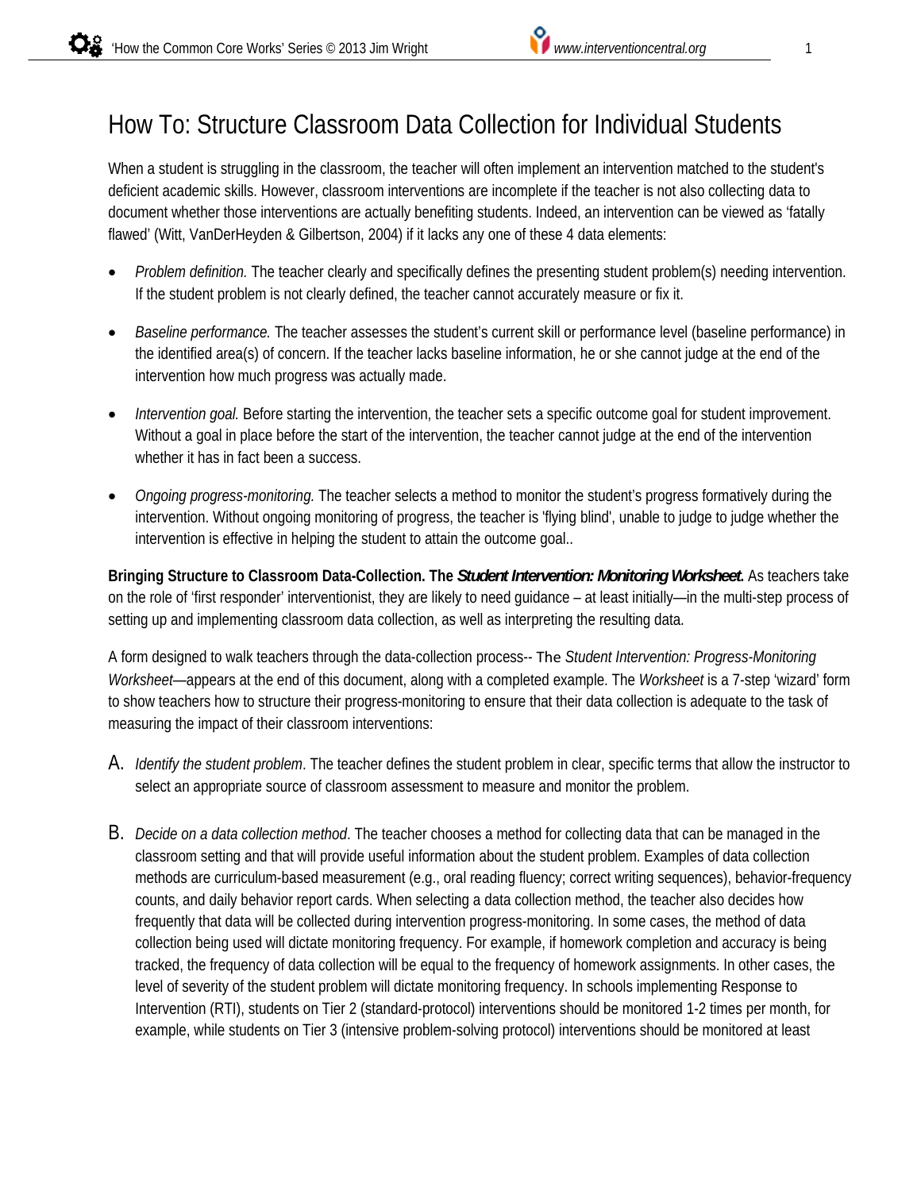# How To: Structure Classroom Data Collection for Individual Students

When a student is struggling in the classroom, the teacher will often implement an intervention matched to the student's deficient academic skills. However, classroom interventions are incomplete if the teacher is not also collecting data to document whether those interventions are actually benefiting students. Indeed, an intervention can be viewed as 'fatally flawed' (Witt, VanDerHeyden & Gilbertson, 2004) if it lacks any one of these 4 data elements:

- *Problem definition.* The teacher clearly and specifically defines the presenting student problem(s) needing intervention. If the student problem is not clearly defined, the teacher cannot accurately measure or fix it.
- *Baseline performance.* The teacher assesses the student's current skill or performance level (baseline performance) in the identified area(s) of concern. If the teacher lacks baseline information, he or she cannot judge at the end of the intervention how much progress was actually made.
- *Intervention goal.* Before starting the intervention, the teacher sets a specific outcome goal for student improvement. Without a goal in place before the start of the intervention, the teacher cannot judge at the end of the intervention whether it has in fact been a success.
- *Ongoing progress-monitoring.* The teacher selects a method to monitor the student's progress formatively during the intervention. Without ongoing monitoring of progress, the teacher is 'flying blind', unable to judge to judge whether the intervention is effective in helping the student to attain the outcome goal..

**Bringing Structure to Classroom Data-Collection. The *Student Intervention: Monitoring Worksheet*.** As teachers take on the role of 'first responder' interventionist, they are likely to need guidance – at least initially—in the multi-step process of setting up and implementing classroom data collection, as well as interpreting the resulting data.

A form designed to walk teachers through the data-collection process-- The *Student Intervention: Progress-Monitoring Worksheet*—appears at the end of this document, along with a completed example. The *Worksheet* is a 7-step 'wizard' form to show teachers how to structure their progress-monitoring to ensure that their data collection is adequate to the task of measuring the impact of their classroom interventions:

A. *Identify the student problem*. The teacher defines the student problem in clear, specific terms that allow the instructor to select an appropriate source of classroom assessment to measure and monitor the problem.

B. *Decide on a data collection method*. The teacher chooses a method for collecting data that can be managed in the classroom setting and that will provide useful information about the student problem. Examples of data collection methods are curriculum-based measurement (e.g., oral reading fluency; correct writing sequences), behavior-frequency counts, and daily behavior report cards. When selecting a data collection method, the teacher also decides how frequently that data will be collected during intervention progress-monitoring. In some cases, the method of data collection being used will dictate monitoring frequency. For example, if homework completion and accuracy is being tracked, the frequency of data collection will be equal to the frequency of homework assignments. In other cases, the level of severity of the student problem will dictate monitoring frequency. In schools implementing Response to Intervention (RTI), students on Tier 2 (standard-protocol) interventions should be monitored 1-2 times per month, for example, while students on Tier 3 (intensive problem-solving protocol) interventions should be monitored at least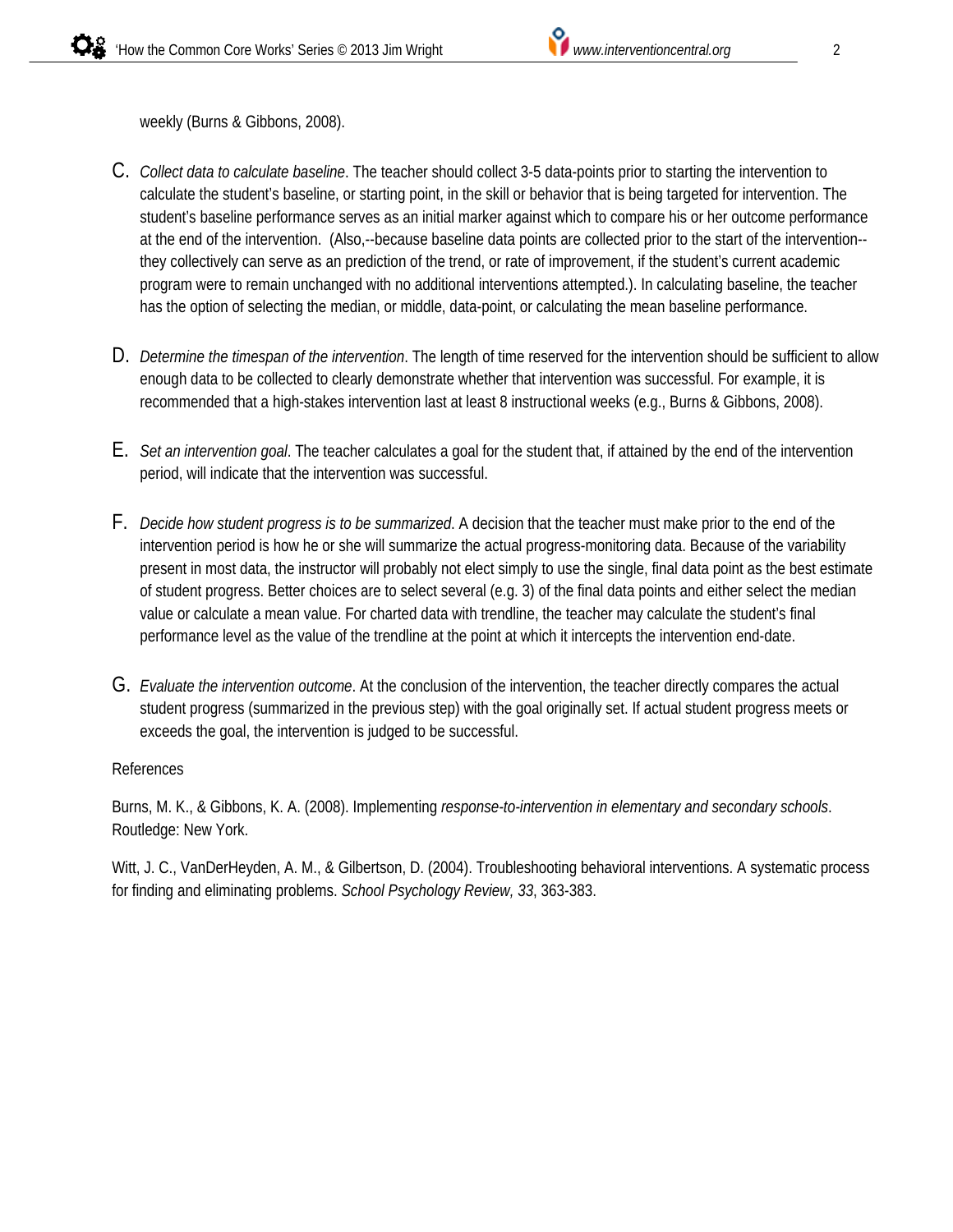weekly (Burns & Gibbons, 2008).

C. *Collect data to calculate baseline*. The teacher should collect 3-5 data-points prior to starting the intervention to calculate the student's baseline, or starting point, in the skill or behavior that is being targeted for intervention. The student's baseline performance serves as an initial marker against which to compare his or her outcome performance at the end of the intervention. (Also,--because baseline data points are collected prior to the start of the intervention--they collectively can serve as an prediction of the trend, or rate of improvement, if the student's current academic program were to remain unchanged with no additional interventions attempted.). In calculating baseline, the teacher has the option of selecting the median, or middle, data-point, or calculating the mean baseline performance.

D. *Determine the timespan of the intervention*. The length of time reserved for the intervention should be sufficient to allow enough data to be collected to clearly demonstrate whether that intervention was successful. For example, it is recommended that a high-stakes intervention last at least 8 instructional weeks (e.g., Burns & Gibbons, 2008).

E. *Set an intervention goal*. The teacher calculates a goal for the student that, if attained by the end of the intervention period, will indicate that the intervention was successful.

F. *Decide how student progress is to be summarized*. A decision that the teacher must make prior to the end of the intervention period is how he or she will summarize the actual progress-monitoring data. Because of the variability present in most data, the instructor will probably not elect simply to use the single, final data point as the best estimate of student progress. Better choices are to select several (e.g. 3) of the final data points and either select the median value or calculate a mean value. For charted data with trendline, the teacher may calculate the student's final performance level as the value of the trendline at the point at which it intercepts the intervention end-date.

G. *Evaluate the intervention outcome*. At the conclusion of the intervention, the teacher directly compares the actual student progress (summarized in the previous step) with the goal originally set. If actual student progress meets or exceeds the goal, the intervention is judged to be successful.

References

Burns, M. K., & Gibbons, K. A. (2008). Implementing *response-to-intervention in elementary and secondary schools*. Routledge: New York.

Witt, J. C., VanDerHeyden, A. M., & Gilbertson, D. (2004). Troubleshooting behavioral interventions. A systematic process for finding and eliminating problems. *School Psychology Review, 33*, 363-383.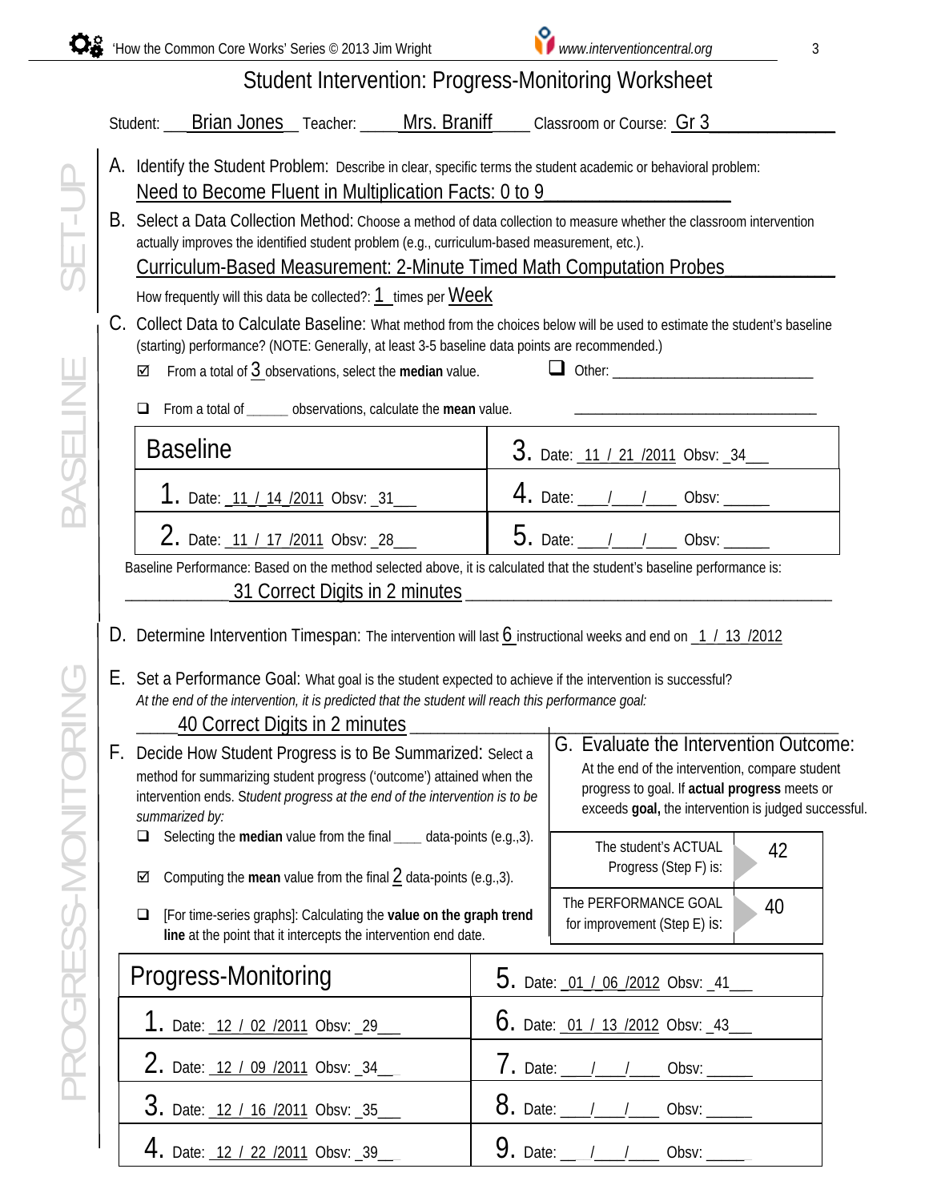# Student Intervention: Progress-Monitoring Worksheet

Student: Brian Jones Teacher: Mrs. Braniff Classroom or Course: Gr 3

SET-UP

A. Identify the Student Problem: Describe in clear, specific terms the student academic or behavioral problem:
Need to Become Fluent in Multiplication Facts: 0 to 9

B. Select a Data Collection Method: Choose a method of data collection to measure whether the classroom intervention actually improves the identified student problem (e.g., curriculum-based measurement, etc.).
Curriculum-Based Measurement: 2-Minute Timed Math Computation Probes

How frequently will this data be collected?: 1 times per Week

BASELINE

C. Collect Data to Calculate Baseline: What method from the choices below will be used to estimate the student's baseline (starting) performance? (NOTE: Generally, at least 3-5 baseline data points are recommended.)

- ☑ From a total of 3 observations, select the **median** value.
- ☐ Other: ______________________________
- ☐ From a total of ______ observations, calculate the **mean** value.

| Baseline | 3. Date: 11 / 21 /2011 Obsv: 34 |
|---|---|
| 1. Date: 11 / 14 /2011 Obsv: 31 | 4. Date: ___/___/___ Obsv: ______ |
| 2. Date: 11 / 17 /2011 Obsv: 28 | 5. Date: ___/___/___ Obsv: ______ |

Baseline Performance: Based on the method selected above, it is calculated that the student's baseline performance is:
31 Correct Digits in 2 minutes

PROGRESS-MONITORING

D. Determine Intervention Timespan: The intervention will last 6 instructional weeks and end on 1 / 13 /2012

E. Set a Performance Goal: What goal is the student expected to achieve if the intervention is successful?
*At the end of the intervention, it is predicted that the student will reach this performance goal:*
40 Correct Digits in 2 minutes

F. Decide How Student Progress is to Be Summarized: Select a method for summarizing student progress ('outcome') attained when the intervention ends. *Student progress at the end of the intervention is to be summarized by:*

- ☐ Selecting the **median** value from the final ____ data-points (e.g.,3).
- ☑ Computing the **mean** value from the final 2 data-points (e.g.,3).
- ☐ [For time-series graphs]: Calculating the **value on the graph trend line** at the point that it intercepts the intervention end date.

G. Evaluate the Intervention Outcome: At the end of the intervention, compare student progress to goal. If **actual progress** meets or exceeds **goal,** the intervention is judged successful.

| | |
|---|---|
| The student's ACTUAL Progress (Step F) is: | 42 |
| The PERFORMANCE GOAL for improvement (Step E) is: | 40 |

| Progress-Monitoring | 5. Date: 01 / 06 /2012 Obsv: 41 |
|---|---|
| 1. Date: 12 / 02 /2011 Obsv: 29 | 6. Date: 01 / 13 /2012 Obsv: 43 |
| 2. Date: 12 / 09 /2011 Obsv: 34 | 7. Date: ___/___/___ Obsv: ______ |
| 3. Date: 12 / 16 /2011 Obsv: 35 | 8. Date: ___/___/___ Obsv: ______ |
| 4. Date: 12 / 22 /2011 Obsv: 39 | 9. Date: ___/___/___ Obsv: ______ |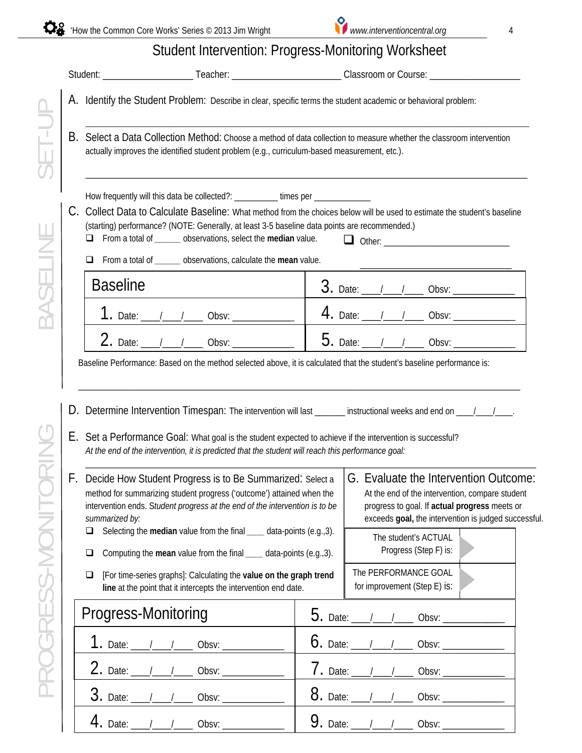# Student Intervention: Progress-Monitoring Worksheet

Student: __________________ Teacher: ______________________ Classroom or Course: __________________

SET-UP

**A. Identify the Student Problem:** Describe in clear, specific terms the student academic or behavioral problem:

_____________________________________________________________________________________

**B. Select a Data Collection Method:** Choose a method of data collection to measure whether the classroom intervention actually improves the identified student problem (e.g., curriculum-based measurement, etc.).

_____________________________________________________________________________________

How frequently will this data be collected?: __________ times per _____________

BASELINE

**C. Collect Data to Calculate Baseline:** What method from the choices below will be used to estimate the student's baseline (starting) performance? (NOTE: Generally, at least 3-5 baseline data points are recommended.)

- ❑ From a total of ______ observations, select the **median** value.
- ❑ From a total of ______ observations, calculate the **mean** value.
- ❑ Other: ____________________________ ________________________________

| Baseline | 3. Date: ___/___/___ Obsv: ____________ |
| --- | --- |
| 1. Date: ___/___/___ Obsv: ____________ | 4. Date: ___/___/___ Obsv: ____________ |
| 2. Date: ___/___/___ Obsv: ____________ | 5. Date: ___/___/___ Obsv: ____________ |

Baseline Performance: Based on the method selected above, it is calculated that the student's baseline performance is:

_____________________________________________________________________________________

PROGRESS-MONITORING

**D. Determine Intervention Timespan:** The intervention will last _______ instructional weeks and end on ___/___/___.

**E. Set a Performance Goal:** What goal is the student expected to achieve if the intervention is successful?
*At the end of the intervention, it is predicted that the student will reach this performance goal:*

_____________________________________________________________________________________

**F. Decide How Student Progress is to Be Summarized:** Select a method for summarizing student progress ('outcome') attained when the intervention ends. *Student progress at the end of the intervention is to be summarized by:*

- ❑ Selecting the **median** value from the final ____ data-points (e.g.,3).
- ❑ Computing the **mean** value from the final ____ data-points (e.g.,3).
- ❑ [For time-series graphs]: Calculating the **value on the graph trend line** at the point that it intercepts the intervention end date.

**G. Evaluate the Intervention Outcome:** At the end of the intervention, compare student progress to goal. If **actual progress** meets or exceeds **goal,** the intervention is judged successful.

| | |
| --- | --- |
| The student's ACTUAL Progress (Step F) is: | |
| The PERFORMANCE GOAL for improvement (Step E) is: | |

| Progress-Monitoring | 5. Date: ___/___/___ Obsv: ____________ |
| --- | --- |
| 1. Date: ___/___/___ Obsv: ____________ | 6. Date: ___/___/___ Obsv: ____________ |
| 2. Date: ___/___/___ Obsv: ____________ | 7. Date: ___/___/___ Obsv: ____________ |
| 3. Date: ___/___/___ Obsv: ____________ | 8. Date: ___/___/___ Obsv: ____________ |
| 4. Date: ___/___/___ Obsv: ____________ | 9. Date: ___/___/___ Obsv: ____________ |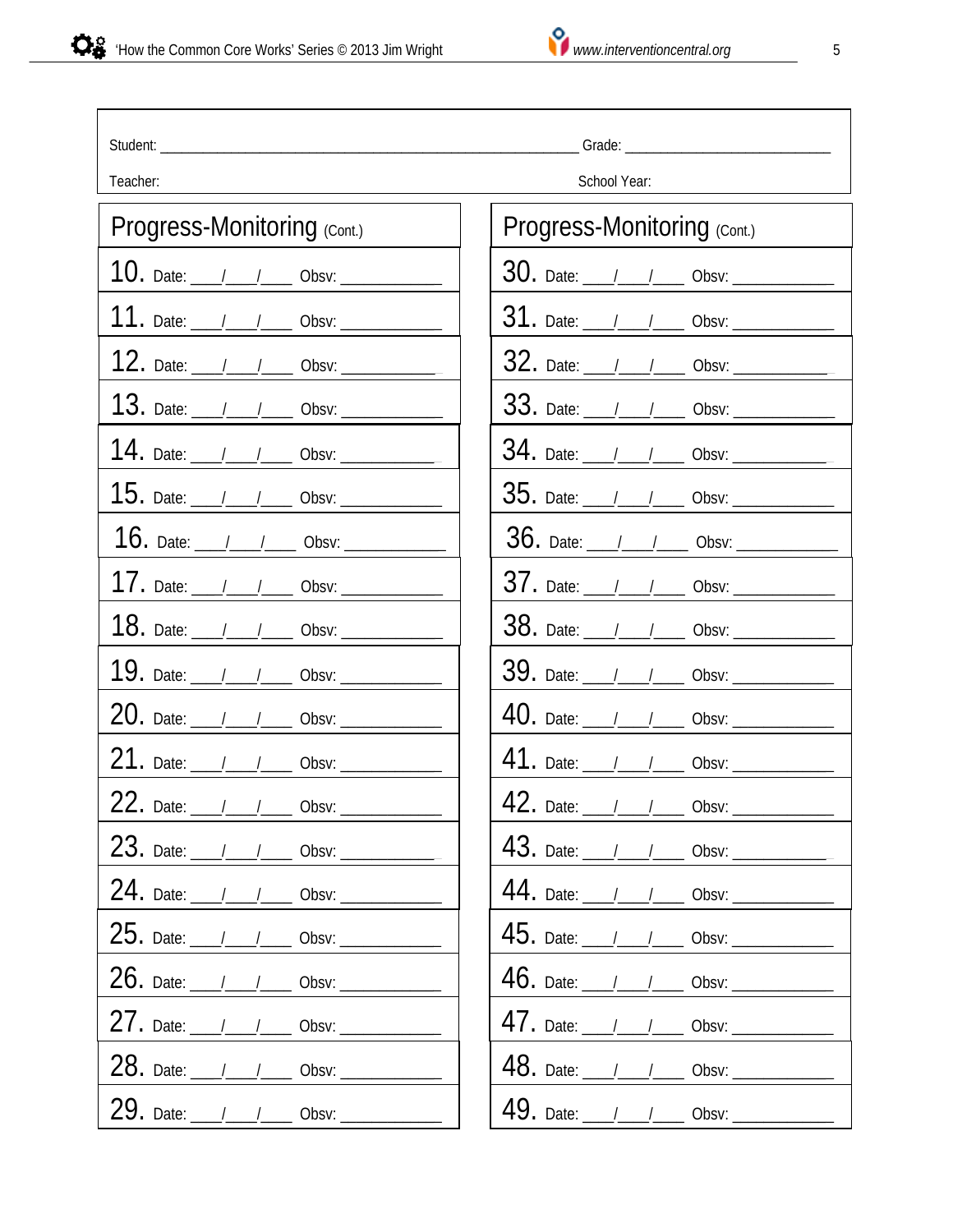Student: ______________________________________________________ Grade: ___________________________

Teacher: School Year:

## Progress-Monitoring (Cont.)

10. Date: ___/___/___ Obsv: ___________

11. Date: ___/___/___ Obsv: ___________

12. Date: ___/___/___ Obsv: ___________

13. Date: ___/___/___ Obsv: ___________

14. Date: ___/___/___ Obsv: ___________

15. Date: ___/___/___ Obsv: ___________

16. Date: ___/___/___ Obsv: ___________

17. Date: ___/___/___ Obsv: ___________

18. Date: ___/___/___ Obsv: ___________

19. Date: ___/___/___ Obsv: ___________

20. Date: ___/___/___ Obsv: ___________

21. Date: ___/___/___ Obsv: ___________

22. Date: ___/___/___ Obsv: ___________

23. Date: ___/___/___ Obsv: ___________

24. Date: ___/___/___ Obsv: ___________

25. Date: ___/___/___ Obsv: ___________

26. Date: ___/___/___ Obsv: ___________

27. Date: ___/___/___ Obsv: ___________

28. Date: ___/___/___ Obsv: ___________

29. Date: ___/___/___ Obsv: ___________

## Progress-Monitoring (Cont.)

30. Date: ___/___/___ Obsv: ___________

31. Date: ___/___/___ Obsv: ___________

32. Date: ___/___/___ Obsv: ___________

33. Date: ___/___/___ Obsv: ___________

34. Date: ___/___/___ Obsv: ___________

35. Date: ___/___/___ Obsv: ___________

36. Date: ___/___/___ Obsv: ___________

37. Date: ___/___/___ Obsv: ___________

38. Date: ___/___/___ Obsv: ___________

39. Date: ___/___/___ Obsv: ___________

40. Date: ___/___/___ Obsv: ___________

41. Date: ___/___/___ Obsv: ___________

42. Date: ___/___/___ Obsv: ___________

43. Date: ___/___/___ Obsv: ___________

44. Date: ___/___/___ Obsv: ___________

45. Date: ___/___/___ Obsv: ___________

46. Date: ___/___/___ Obsv: ___________

47. Date: ___/___/___ Obsv: ___________

48. Date: ___/___/___ Obsv: ___________

49. Date: ___/___/___ Obsv: ___________